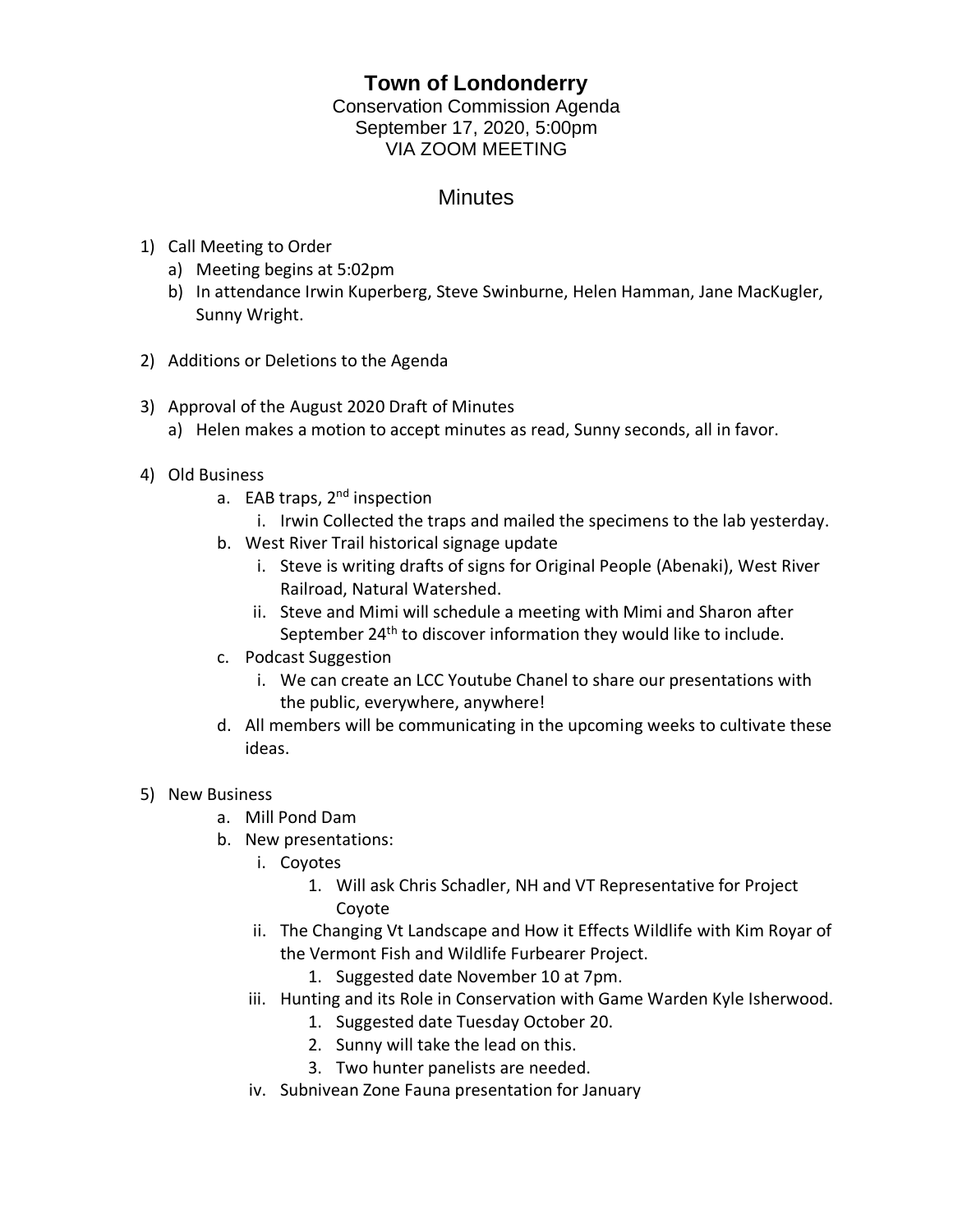# Town of Londonderry

Conservation Commission Agenda
September 17, 2020, 5:00pm
VIA ZOOM MEETING

## Minutes

1) Call Meeting to Order
   a) Meeting begins at 5:02pm
   b) In attendance Irwin Kuperberg, Steve Swinburne, Helen Hamman, Jane MacKugler, Sunny Wright.

2) Additions or Deletions to the Agenda

3) Approval of the August 2020 Draft of Minutes
   a) Helen makes a motion to accept minutes as read, Sunny seconds, all in favor.

4) Old Business
   a. EAB traps, 2nd inspection
      i. Irwin Collected the traps and mailed the specimens to the lab yesterday.
   b. West River Trail historical signage update
      i. Steve is writing drafts of signs for Original People (Abenaki), West River Railroad, Natural Watershed.
      ii. Steve and Mimi will schedule a meeting with Mimi and Sharon after September 24th to discover information they would like to include.
   c. Podcast Suggestion
      i. We can create an LCC Youtube Chanel to share our presentations with the public, everywhere, anywhere!
   d. All members will be communicating in the upcoming weeks to cultivate these ideas.

5) New Business
   a. Mill Pond Dam
   b. New presentations:
      i. Coyotes
         1. Will ask Chris Schadler, NH and VT Representative for Project Coyote
      ii. The Changing Vt Landscape and How it Effects Wildlife with Kim Royar of the Vermont Fish and Wildlife Furbearer Project.
         1. Suggested date November 10 at 7pm.
      iii. Hunting and its Role in Conservation with Game Warden Kyle Isherwood.
         1. Suggested date Tuesday October 20.
         2. Sunny will take the lead on this.
         3. Two hunter panelists are needed.
      iv. Subnivean Zone Fauna presentation for January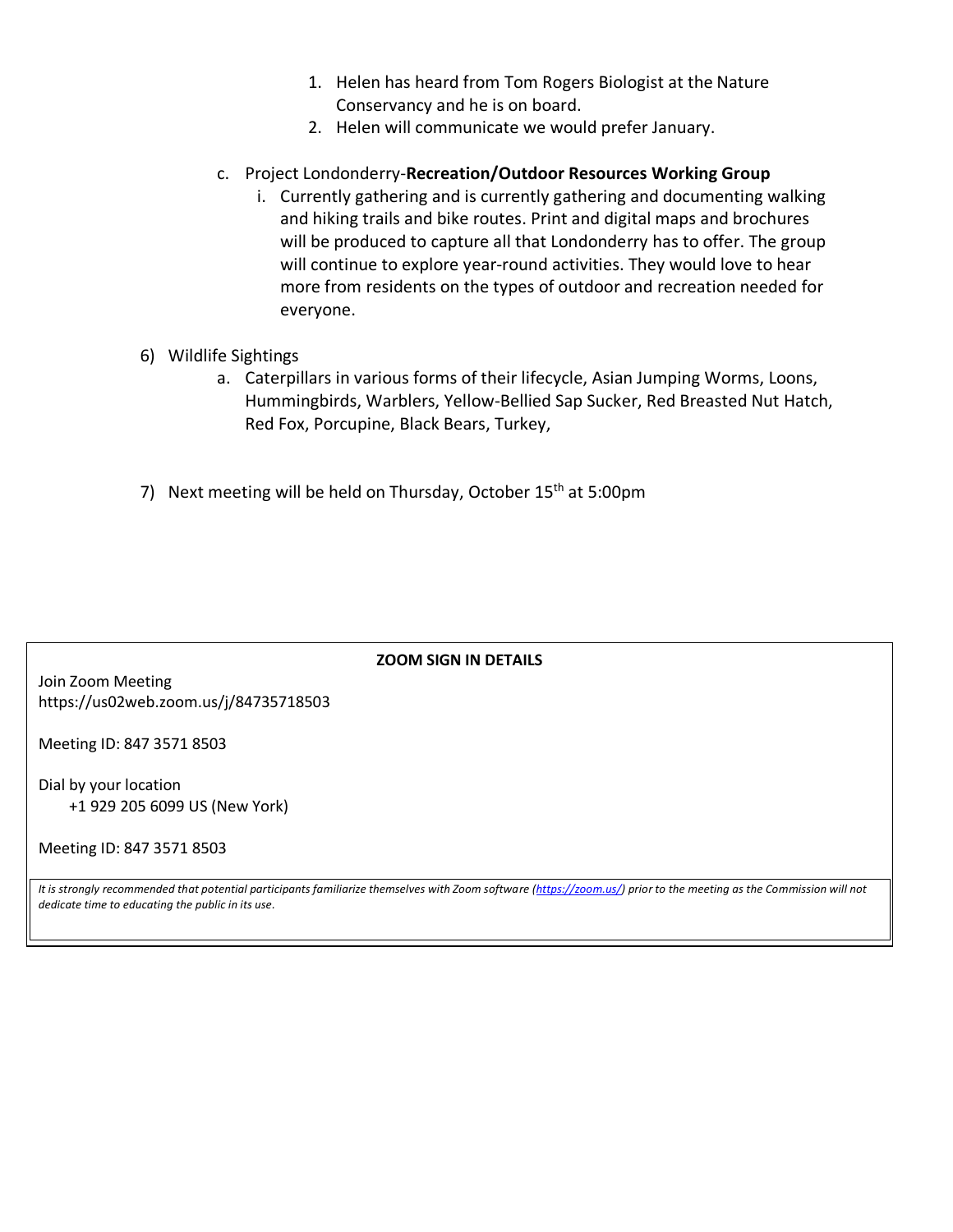1. Helen has heard from Tom Rogers Biologist at the Nature Conservancy and he is on board.
2. Helen will communicate we would prefer January.

c. Project Londonderry-**Recreation/Outdoor Resources Working Group**

i. Currently gathering and is currently gathering and documenting walking and hiking trails and bike routes. Print and digital maps and brochures will be produced to capture all that Londonderry has to offer. The group will continue to explore year-round activities. They would love to hear more from residents on the types of outdoor and recreation needed for everyone.

6) Wildlife Sightings

a. Caterpillars in various forms of their lifecycle, Asian Jumping Worms, Loons, Hummingbirds, Warblers, Yellow-Bellied Sap Sucker, Red Breasted Nut Hatch, Red Fox, Porcupine, Black Bears, Turkey,

7) Next meeting will be held on Thursday, October 15th at 5:00pm

**ZOOM SIGN IN DETAILS**

Join Zoom Meeting
https://us02web.zoom.us/j/84735718503

Meeting ID: 847 3571 8503

Dial by your location
+1 929 205 6099 US (New York)

Meeting ID: 847 3571 8503

*It is strongly recommended that potential participants familiarize themselves with Zoom software (https://zoom.us/) prior to the meeting as the Commission will not dedicate time to educating the public in its use.*